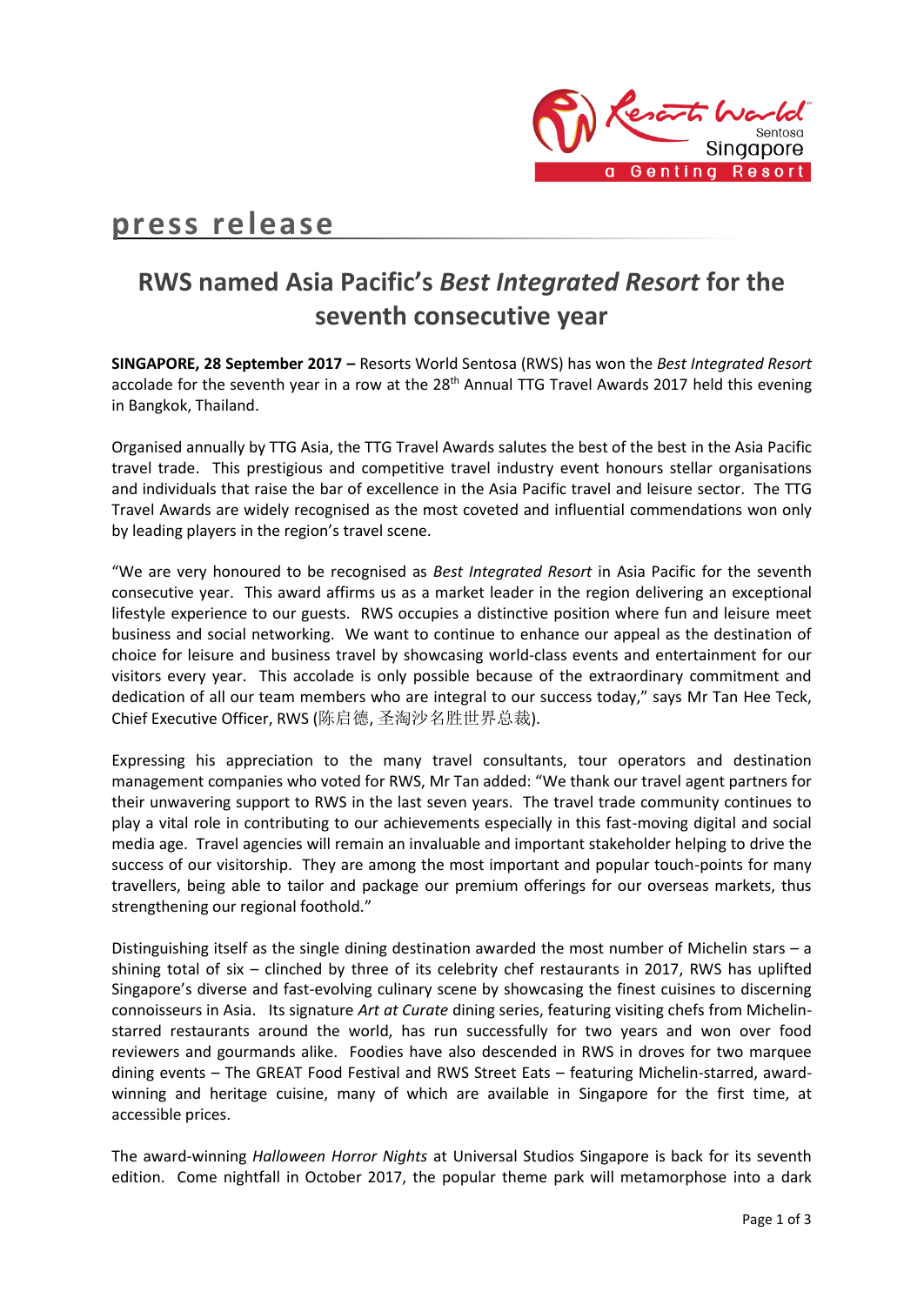press release

# RWS named Asia Pacific's *Best Integrated Resort* for the seventh consecutive year

**SINGAPORE, 28 September 2017 –** Resorts World Sentosa (RWS) has won the *Best Integrated Resort* accolade for the seventh year in a row at the 28th Annual TTG Travel Awards 2017 held this evening in Bangkok, Thailand.

Organised annually by TTG Asia, the TTG Travel Awards salutes the best of the best in the Asia Pacific travel trade. This prestigious and competitive travel industry event honours stellar organisations and individuals that raise the bar of excellence in the Asia Pacific travel and leisure sector. The TTG Travel Awards are widely recognised as the most coveted and influential commendations won only by leading players in the region's travel scene.

"We are very honoured to be recognised as *Best Integrated Resort* in Asia Pacific for the seventh consecutive year. This award affirms us as a market leader in the region delivering an exceptional lifestyle experience to our guests. RWS occupies a distinctive position where fun and leisure meet business and social networking. We want to continue to enhance our appeal as the destination of choice for leisure and business travel by showcasing world-class events and entertainment for our visitors every year. This accolade is only possible because of the extraordinary commitment and dedication of all our team members who are integral to our success today," says Mr Tan Hee Teck, Chief Executive Officer, RWS (陈启德, 圣淘沙名胜世界总裁).

Expressing his appreciation to the many travel consultants, tour operators and destination management companies who voted for RWS, Mr Tan added: "We thank our travel agent partners for their unwavering support to RWS in the last seven years. The travel trade community continues to play a vital role in contributing to our achievements especially in this fast-moving digital and social media age. Travel agencies will remain an invaluable and important stakeholder helping to drive the success of our visitorship. They are among the most important and popular touch-points for many travellers, being able to tailor and package our premium offerings for our overseas markets, thus strengthening our regional foothold."

Distinguishing itself as the single dining destination awarded the most number of Michelin stars – a shining total of six – clinched by three of its celebrity chef restaurants in 2017, RWS has uplifted Singapore's diverse and fast-evolving culinary scene by showcasing the finest cuisines to discerning connoisseurs in Asia. Its signature *Art at Curate* dining series, featuring visiting chefs from Michelin-starred restaurants around the world, has run successfully for two years and won over food reviewers and gourmands alike. Foodies have also descended in RWS in droves for two marquee dining events – The GREAT Food Festival and RWS Street Eats – featuring Michelin-starred, award-winning and heritage cuisine, many of which are available in Singapore for the first time, at accessible prices.

The award-winning *Halloween Horror Nights* at Universal Studios Singapore is back for its seventh edition. Come nightfall in October 2017, the popular theme park will metamorphose into a dark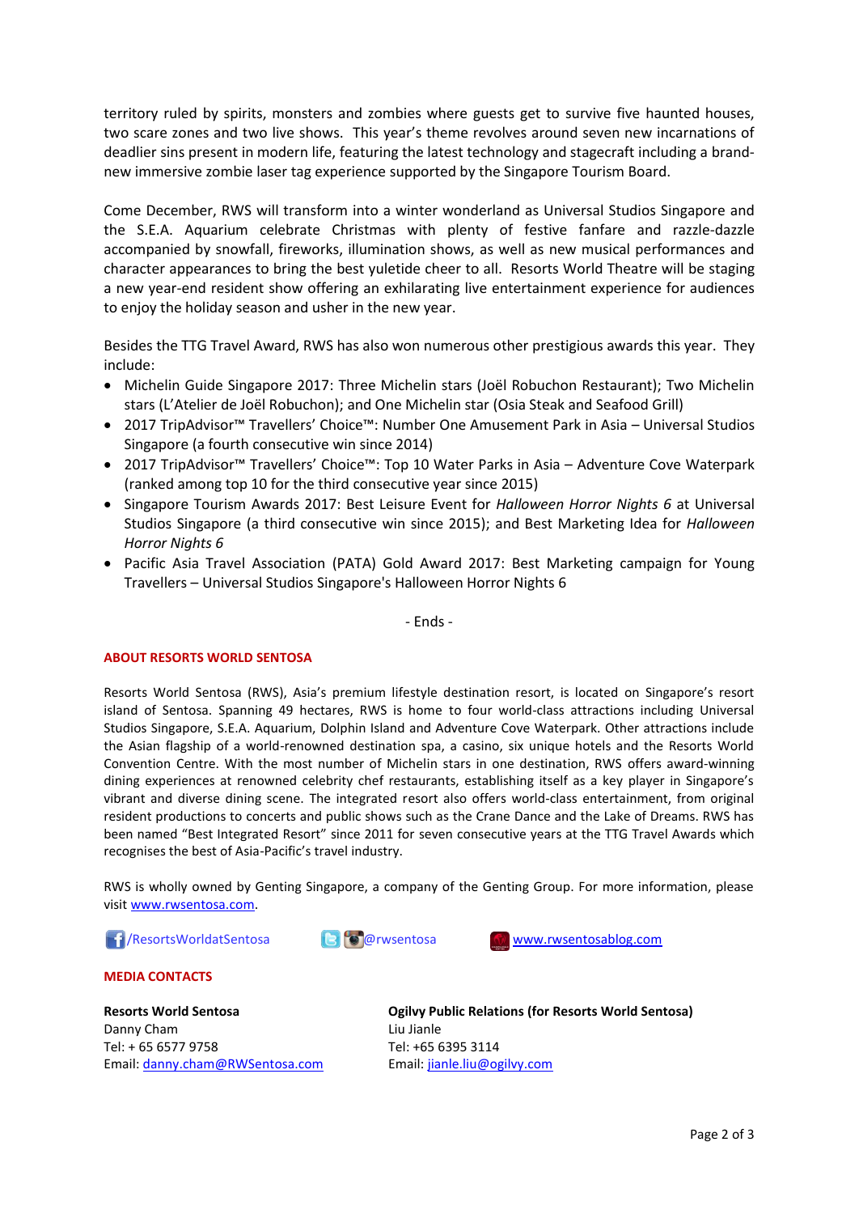territory ruled by spirits, monsters and zombies where guests get to survive five haunted houses, two scare zones and two live shows. This year's theme revolves around seven new incarnations of deadlier sins present in modern life, featuring the latest technology and stagecraft including a brand-new immersive zombie laser tag experience supported by the Singapore Tourism Board.

Come December, RWS will transform into a winter wonderland as Universal Studios Singapore and the S.E.A. Aquarium celebrate Christmas with plenty of festive fanfare and razzle-dazzle accompanied by snowfall, fireworks, illumination shows, as well as new musical performances and character appearances to bring the best yuletide cheer to all. Resorts World Theatre will be staging a new year-end resident show offering an exhilarating live entertainment experience for audiences to enjoy the holiday season and usher in the new year.

Besides the TTG Travel Award, RWS has also won numerous other prestigious awards this year. They include:

- Michelin Guide Singapore 2017: Three Michelin stars (Joël Robuchon Restaurant); Two Michelin stars (L'Atelier de Joël Robuchon); and One Michelin star (Osia Steak and Seafood Grill)
- 2017 TripAdvisor™ Travellers' Choice™: Number One Amusement Park in Asia – Universal Studios Singapore (a fourth consecutive win since 2014)
- 2017 TripAdvisor™ Travellers' Choice™: Top 10 Water Parks in Asia – Adventure Cove Waterpark (ranked among top 10 for the third consecutive year since 2015)
- Singapore Tourism Awards 2017: Best Leisure Event for *Halloween Horror Nights 6* at Universal Studios Singapore (a third consecutive win since 2015); and Best Marketing Idea for *Halloween Horror Nights 6*
- Pacific Asia Travel Association (PATA) Gold Award 2017: Best Marketing campaign for Young Travellers – Universal Studios Singapore's Halloween Horror Nights 6

\- Ends -

**ABOUT RESORTS WORLD SENTOSA**

Resorts World Sentosa (RWS), Asia's premium lifestyle destination resort, is located on Singapore's resort island of Sentosa. Spanning 49 hectares, RWS is home to four world-class attractions including Universal Studios Singapore, S.E.A. Aquarium, Dolphin Island and Adventure Cove Waterpark. Other attractions include the Asian flagship of a world-renowned destination spa, a casino, six unique hotels and the Resorts World Convention Centre. With the most number of Michelin stars in one destination, RWS offers award-winning dining experiences at renowned celebrity chef restaurants, establishing itself as a key player in Singapore's vibrant and diverse dining scene. The integrated resort also offers world-class entertainment, from original resident productions to concerts and public shows such as the Crane Dance and the Lake of Dreams. RWS has been named "Best Integrated Resort" since 2011 for seven consecutive years at the TTG Travel Awards which recognises the best of Asia-Pacific's travel industry.

RWS is wholly owned by Genting Singapore, a company of the Genting Group. For more information, please visit www.rwsentosa.com.

/ResortsWorldatSentosa @rwsentosa www.rwsentosablog.com

**MEDIA CONTACTS**

**Resorts World Sentosa**
Danny Cham
Tel: + 65 6577 9758
Email: danny.cham@RWSentosa.com

**Ogilvy Public Relations (for Resorts World Sentosa)**
Liu Jianle
Tel: +65 6395 3114
Email: jianle.liu@ogilvy.com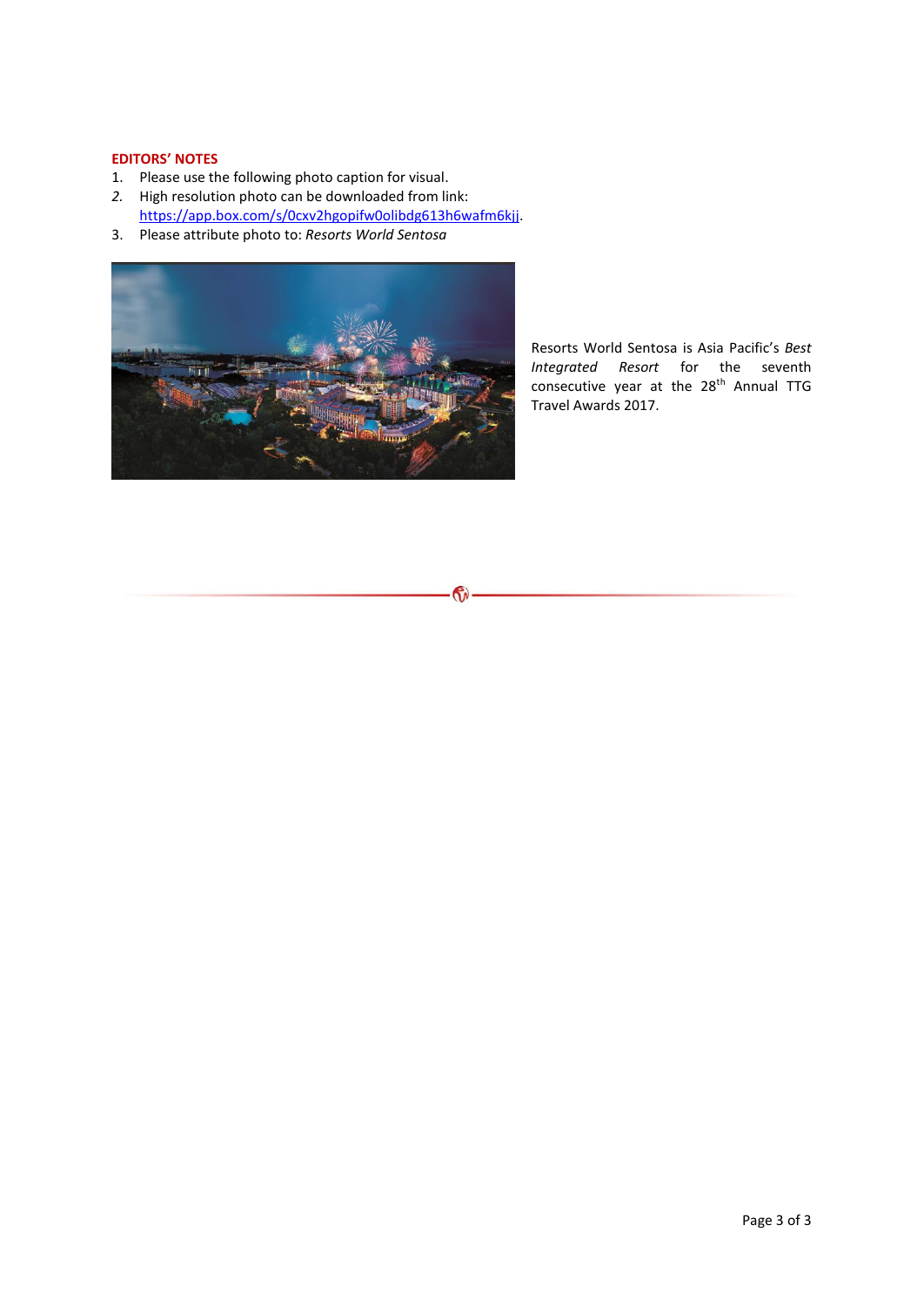**EDITORS' NOTES**

1. Please use the following photo caption for visual.
2. High resolution photo can be downloaded from link: https://app.box.com/s/0cxv2hgopifw0olibdg613h6wafm6kjj.
3. Please attribute photo to: *Resorts World Sentosa*

Resorts World Sentosa is Asia Pacific's *Best Integrated Resort* for the seventh consecutive year at the 28th Annual TTG Travel Awards 2017.